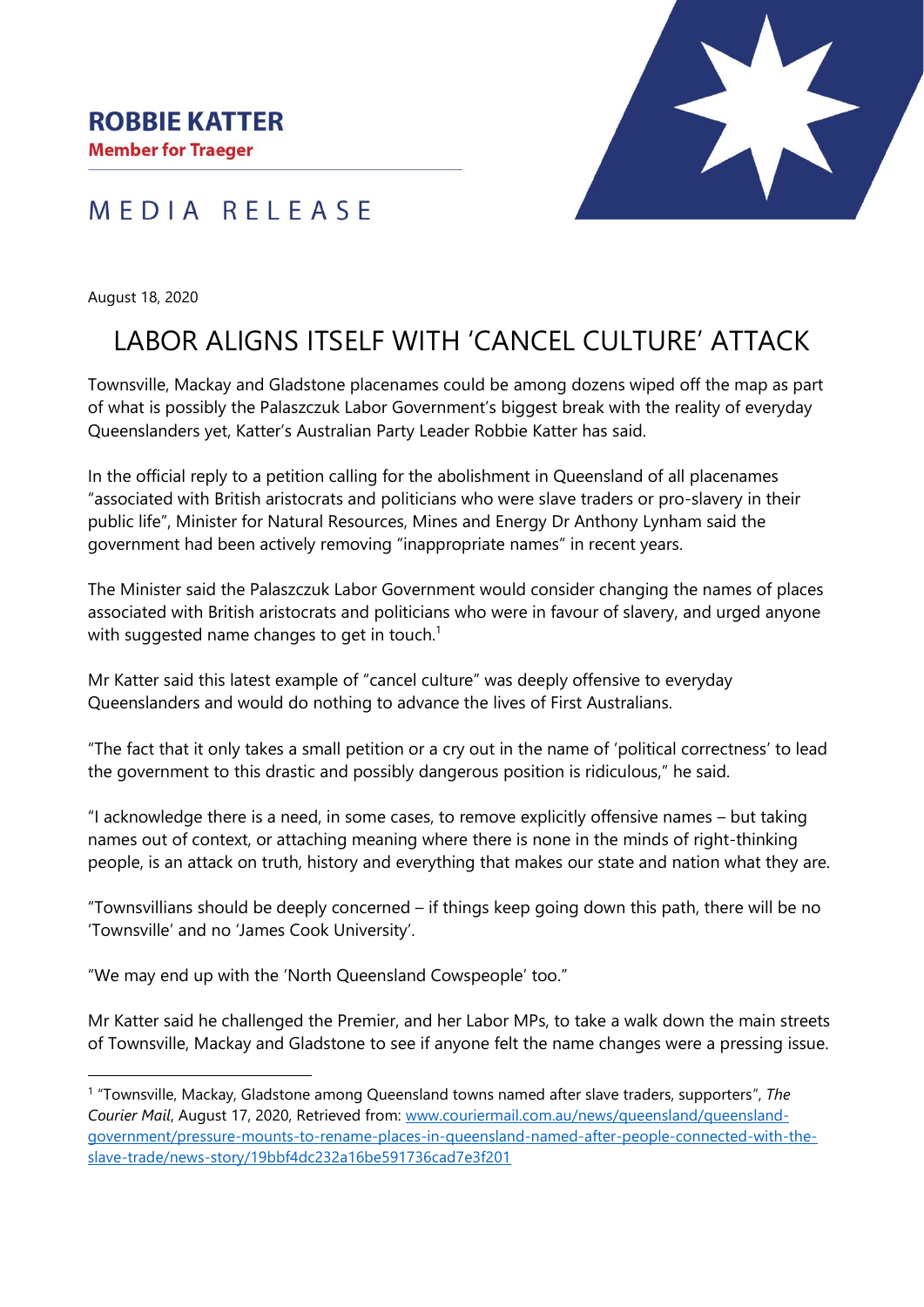**ROBBIE KATTER**
**Member for Traeger**

# MEDIA RELEASE

August 18, 2020

## LABOR ALIGNS ITSELF WITH 'CANCEL CULTURE' ATTACK

Townsville, Mackay and Gladstone placenames could be among dozens wiped off the map as part of what is possibly the Palaszczuk Labor Government's biggest break with the reality of everyday Queenslanders yet, Katter's Australian Party Leader Robbie Katter has said.

In the official reply to a petition calling for the abolishment in Queensland of all placenames "associated with British aristocrats and politicians who were slave traders or pro-slavery in their public life", Minister for Natural Resources, Mines and Energy Dr Anthony Lynham said the government had been actively removing "inappropriate names" in recent years.

The Minister said the Palaszczuk Labor Government would consider changing the names of places associated with British aristocrats and politicians who were in favour of slavery, and urged anyone with suggested name changes to get in touch.[1]

Mr Katter said this latest example of "cancel culture" was deeply offensive to everyday Queenslanders and would do nothing to advance the lives of First Australians.

"The fact that it only takes a small petition or a cry out in the name of 'political correctness' to lead the government to this drastic and possibly dangerous position is ridiculous," he said.

"I acknowledge there is a need, in some cases, to remove explicitly offensive names – but taking names out of context, or attaching meaning where there is none in the minds of right-thinking people, is an attack on truth, history and everything that makes our state and nation what they are.

"Townsvillians should be deeply concerned – if things keep going down this path, there will be no 'Townsville' and no 'James Cook University'.

"We may end up with the 'North Queensland Cowspeople' too."

Mr Katter said he challenged the Premier, and her Labor MPs, to take a walk down the main streets of Townsville, Mackay and Gladstone to see if anyone felt the name changes were a pressing issue.

---

[1] "Townsville, Mackay, Gladstone among Queensland towns named after slave traders, supporters", *The Courier Mail*, August 17, 2020, Retrieved from: www.couriermail.com.au/news/queensland/queensland-government/pressure-mounts-to-rename-places-in-queensland-named-after-people-connected-with-the-slave-trade/news-story/19bbf4dc232a16be591736cad7e3f201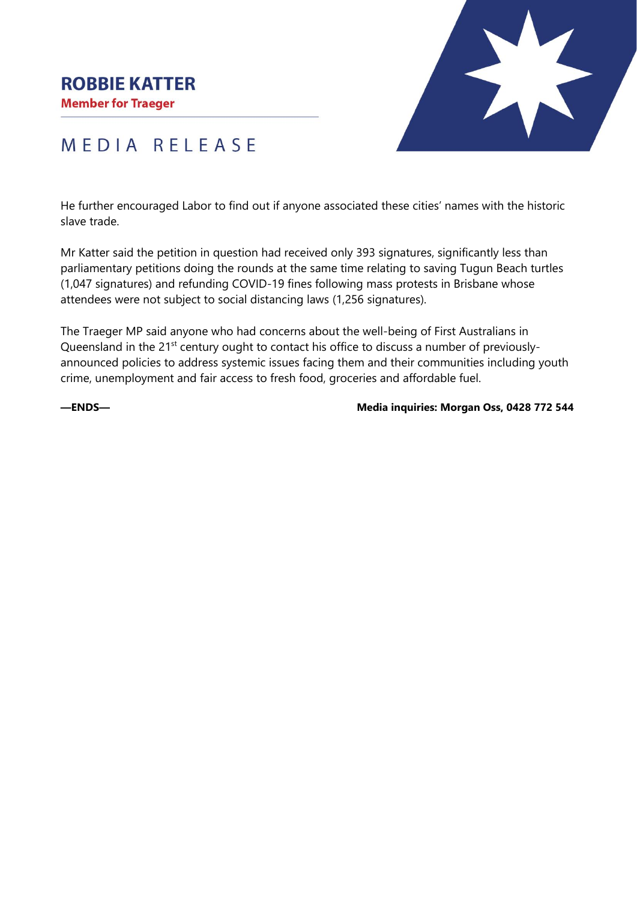**ROBBIE KATTER**

**Member for Traeger**

MEDIA RELEASE

He further encouraged Labor to find out if anyone associated these cities' names with the historic slave trade.

Mr Katter said the petition in question had received only 393 signatures, significantly less than parliamentary petitions doing the rounds at the same time relating to saving Tugun Beach turtles (1,047 signatures) and refunding COVID-19 fines following mass protests in Brisbane whose attendees were not subject to social distancing laws (1,256 signatures).

The Traeger MP said anyone who had concerns about the well-being of First Australians in Queensland in the 21st century ought to contact his office to discuss a number of previously-announced policies to address systemic issues facing them and their communities including youth crime, unemployment and fair access to fresh food, groceries and affordable fuel.

**—ENDS—**

**Media inquiries: Morgan Oss, 0428 772 544**